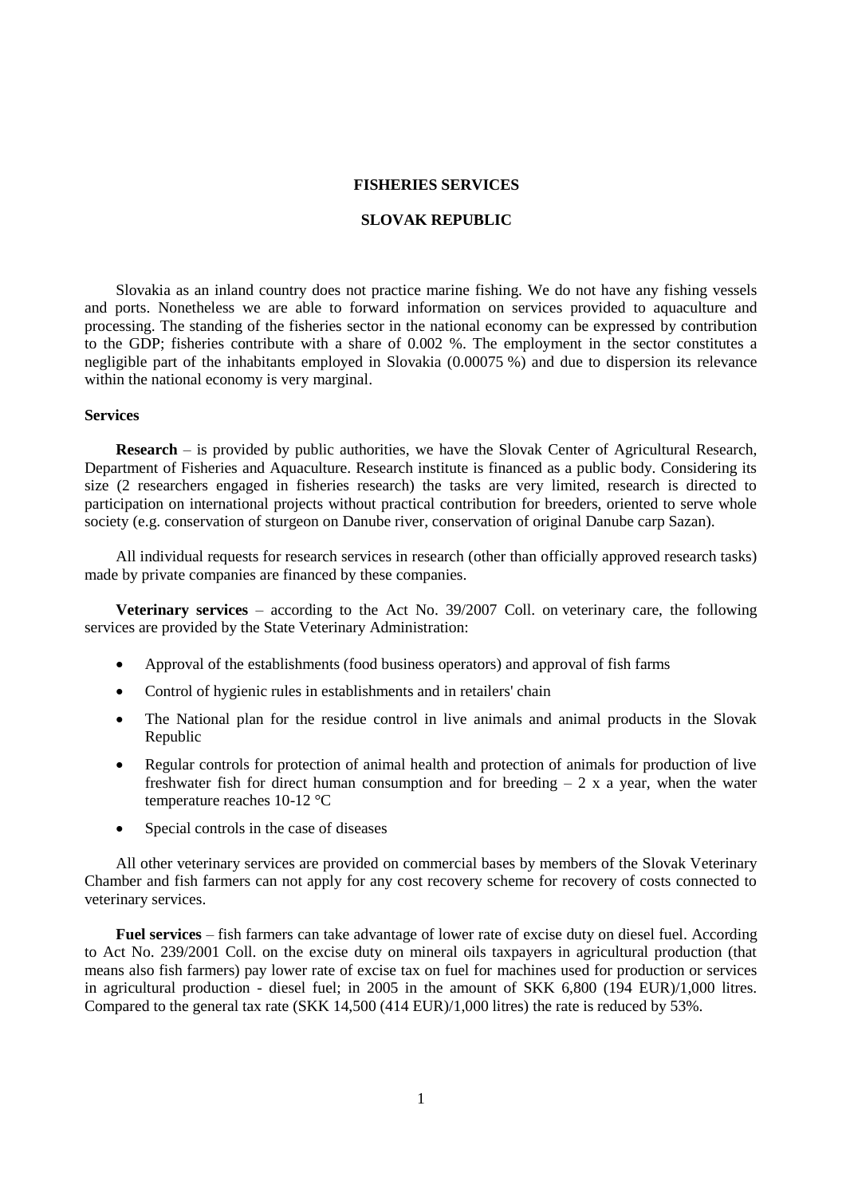# FISHERIES SERVICES

## SLOVAK REPUBLIC

Slovakia as an inland country does not practice marine fishing. We do not have any fishing vessels and ports. Nonetheless we are able to forward information on services provided to aquaculture and processing. The standing of the fisheries sector in the national economy can be expressed by contribution to the GDP; fisheries contribute with a share of 0.002 %. The employment in the sector constitutes a negligible part of the inhabitants employed in Slovakia (0.00075 %) and due to dispersion its relevance within the national economy is very marginal.

### Services

**Research** – is provided by public authorities, we have the Slovak Center of Agricultural Research, Department of Fisheries and Aquaculture. Research institute is financed as a public body. Considering its size (2 researchers engaged in fisheries research) the tasks are very limited, research is directed to participation on international projects without practical contribution for breeders, oriented to serve whole society (e.g. conservation of sturgeon on Danube river, conservation of original Danube carp Sazan).

All individual requests for research services in research (other than officially approved research tasks) made by private companies are financed by these companies.

**Veterinary services** – according to the Act No. 39/2007 Coll. on veterinary care, the following services are provided by the State Veterinary Administration:

- Approval of the establishments (food business operators) and approval of fish farms
- Control of hygienic rules in establishments and in retailers' chain
- The National plan for the residue control in live animals and animal products in the Slovak Republic
- Regular controls for protection of animal health and protection of animals for production of live freshwater fish for direct human consumption and for breeding – 2 x a year, when the water temperature reaches 10-12 °C
- Special controls in the case of diseases

All other veterinary services are provided on commercial bases by members of the Slovak Veterinary Chamber and fish farmers can not apply for any cost recovery scheme for recovery of costs connected to veterinary services.

**Fuel services** – fish farmers can take advantage of lower rate of excise duty on diesel fuel. According to Act No. 239/2001 Coll. on the excise duty on mineral oils taxpayers in agricultural production (that means also fish farmers) pay lower rate of excise tax on fuel for machines used for production or services in agricultural production - diesel fuel; in 2005 in the amount of SKK 6,800 (194 EUR)/1,000 litres. Compared to the general tax rate (SKK 14,500 (414 EUR)/1,000 litres) the rate is reduced by 53%.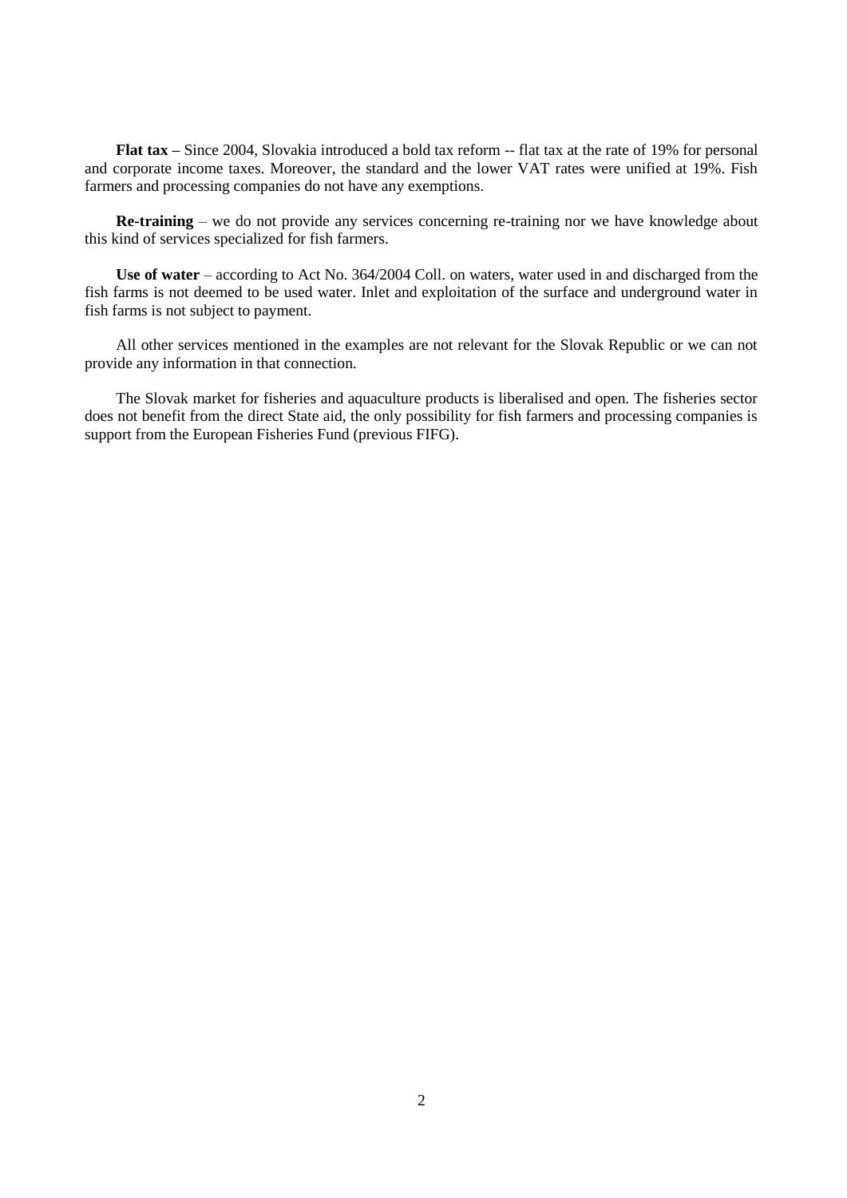**Flat tax –** Since 2004, Slovakia introduced a bold tax reform -- flat tax at the rate of 19% for personal and corporate income taxes. Moreover, the standard and the lower VAT rates were unified at 19%. Fish farmers and processing companies do not have any exemptions.

**Re-training** – we do not provide any services concerning re-training nor we have knowledge about this kind of services specialized for fish farmers.

**Use of water** – according to Act No. 364/2004 Coll. on waters, water used in and discharged from the fish farms is not deemed to be used water. Inlet and exploitation of the surface and underground water in fish farms is not subject to payment.

All other services mentioned in the examples are not relevant for the Slovak Republic or we can not provide any information in that connection.

The Slovak market for fisheries and aquaculture products is liberalised and open. The fisheries sector does not benefit from the direct State aid, the only possibility for fish farmers and processing companies is support from the European Fisheries Fund (previous FIFG).